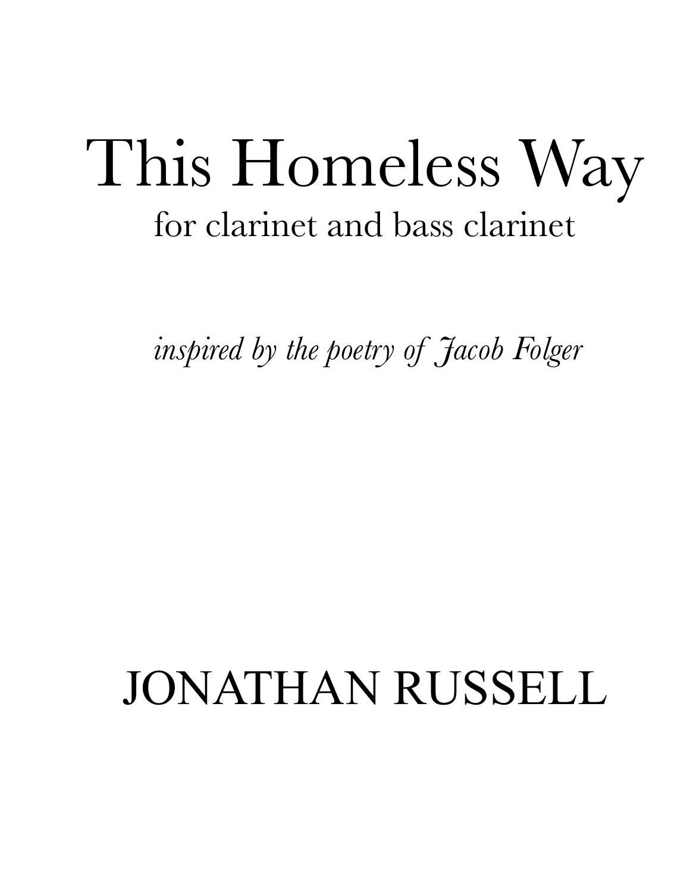# This Homeless Way

for clarinet and bass clarinet

*inspired by the poetry of Jacob Folger*

JONATHAN RUSSELL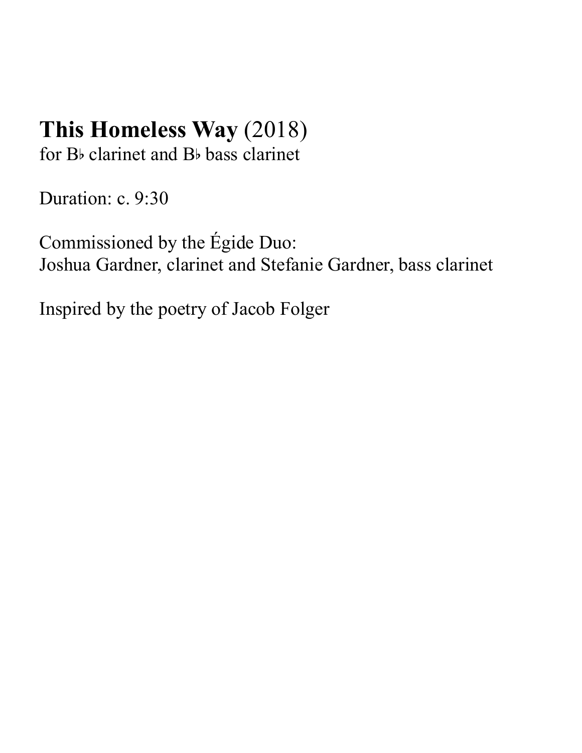# **This Homeless Way** (2018)

for B♭ clarinet and B♭ bass clarinet

Duration: c. 9:30

Commissioned by the Égide Duo:
Joshua Gardner, clarinet and Stefanie Gardner, bass clarinet

Inspired by the poetry of Jacob Folger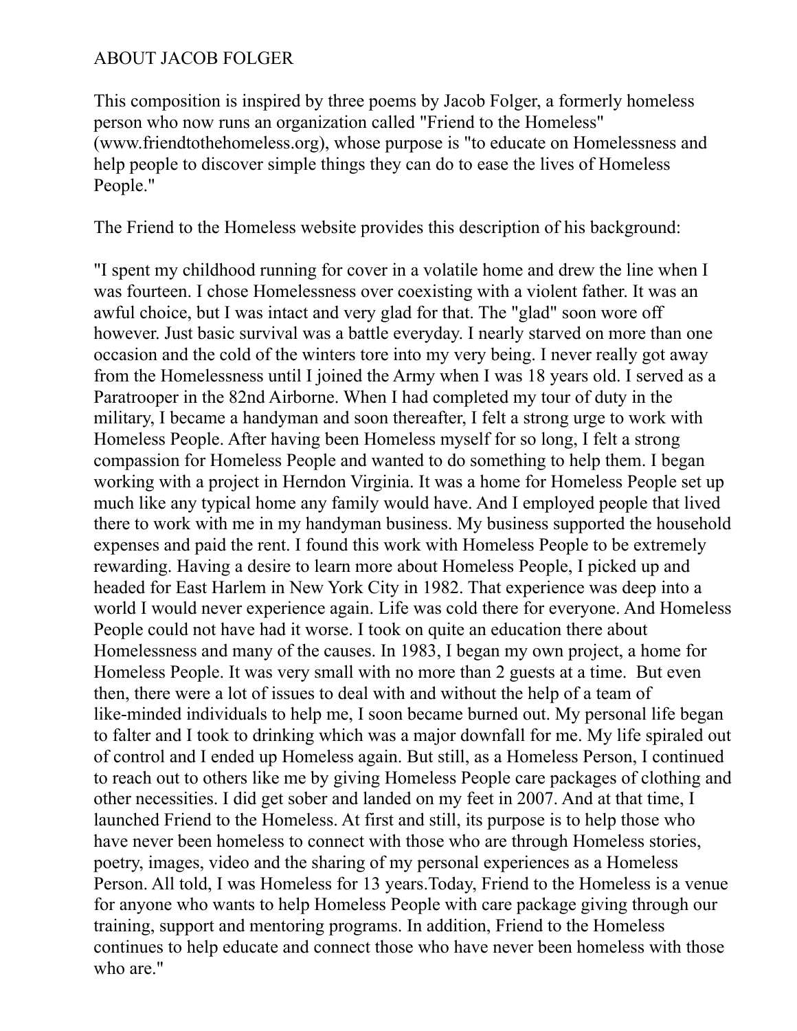# ABOUT JACOB FOLGER

This composition is inspired by three poems by Jacob Folger, a formerly homeless person who now runs an organization called "Friend to the Homeless" (www.friendtothehomeless.org), whose purpose is "to educate on Homelessness and help people to discover simple things they can do to ease the lives of Homeless People."

The Friend to the Homeless website provides this description of his background:

"I spent my childhood running for cover in a volatile home and drew the line when I was fourteen. I chose Homelessness over coexisting with a violent father. It was an awful choice, but I was intact and very glad for that. The "glad" soon wore off however. Just basic survival was a battle everyday. I nearly starved on more than one occasion and the cold of the winters tore into my very being. I never really got away from the Homelessness until I joined the Army when I was 18 years old. I served as a Paratrooper in the 82nd Airborne. When I had completed my tour of duty in the military, I became a handyman and soon thereafter, I felt a strong urge to work with Homeless People. After having been Homeless myself for so long, I felt a strong compassion for Homeless People and wanted to do something to help them. I began working with a project in Herndon Virginia. It was a home for Homeless People set up much like any typical home any family would have. And I employed people that lived there to work with me in my handyman business. My business supported the household expenses and paid the rent. I found this work with Homeless People to be extremely rewarding. Having a desire to learn more about Homeless People, I picked up and headed for East Harlem in New York City in 1982. That experience was deep into a world I would never experience again. Life was cold there for everyone. And Homeless People could not have had it worse. I took on quite an education there about Homelessness and many of the causes. In 1983, I began my own project, a home for Homeless People. It was very small with no more than 2 guests at a time. But even then, there were a lot of issues to deal with and without the help of a team of like-minded individuals to help me, I soon became burned out. My personal life began to falter and I took to drinking which was a major downfall for me. My life spiraled out of control and I ended up Homeless again. But still, as a Homeless Person, I continued to reach out to others like me by giving Homeless People care packages of clothing and other necessities. I did get sober and landed on my feet in 2007. And at that time, I launched Friend to the Homeless. At first and still, its purpose is to help those who have never been homeless to connect with those who are through Homeless stories, poetry, images, video and the sharing of my personal experiences as a Homeless Person. All told, I was Homeless for 13 years.Today, Friend to the Homeless is a venue for anyone who wants to help Homeless People with care package giving through our training, support and mentoring programs. In addition, Friend to the Homeless continues to help educate and connect those who have never been homeless with those who are."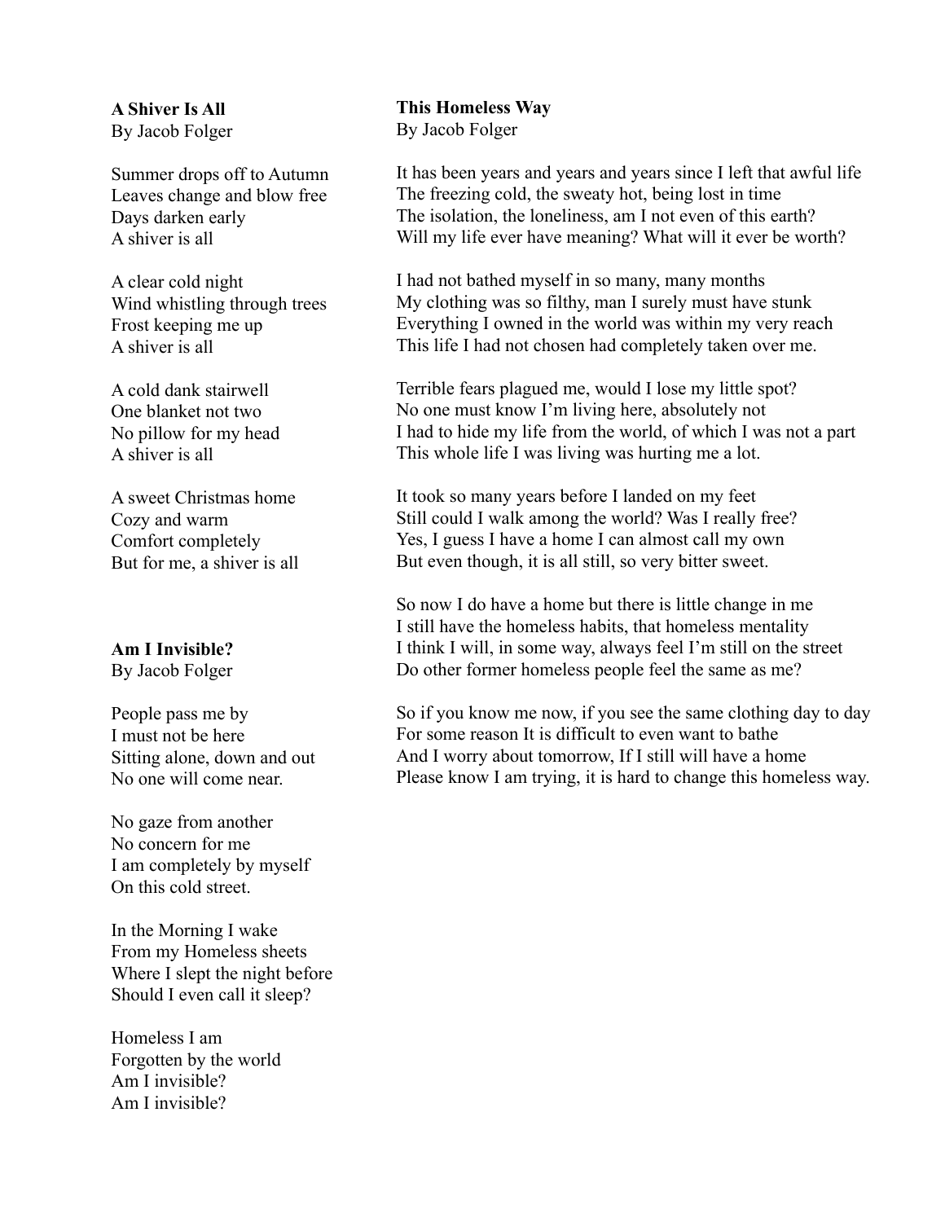**A Shiver Is All**
By Jacob Folger

Summer drops off to Autumn
Leaves change and blow free
Days darken early
A shiver is all

A clear cold night
Wind whistling through trees
Frost keeping me up
A shiver is all

A cold dank stairwell
One blanket not two
No pillow for my head
A shiver is all

A sweet Christmas home
Cozy and warm
Comfort completely
But for me, a shiver is all

**Am I Invisible?**
By Jacob Folger

People pass me by
I must not be here
Sitting alone, down and out
No one will come near.

No gaze from another
No concern for me
I am completely by myself
On this cold street.

In the Morning I wake
From my Homeless sheets
Where I slept the night before
Should I even call it sleep?

Homeless I am
Forgotten by the world
Am I invisible?
Am I invisible?

**This Homeless Way**
By Jacob Folger

It has been years and years and years since I left that awful life
The freezing cold, the sweaty hot, being lost in time
The isolation, the loneliness, am I not even of this earth?
Will my life ever have meaning? What will it ever be worth?

I had not bathed myself in so many, many months
My clothing was so filthy, man I surely must have stunk
Everything I owned in the world was within my very reach
This life I had not chosen had completely taken over me.

Terrible fears plagued me, would I lose my little spot?
No one must know I'm living here, absolutely not
I had to hide my life from the world, of which I was not a part
This whole life I was living was hurting me a lot.

It took so many years before I landed on my feet
Still could I walk among the world? Was I really free?
Yes, I guess I have a home I can almost call my own
But even though, it is all still, so very bitter sweet.

So now I do have a home but there is little change in me
I still have the homeless habits, that homeless mentality
I think I will, in some way, always feel I'm still on the street
Do other former homeless people feel the same as me?

So if you know me now, if you see the same clothing day to day
For some reason It is difficult to even want to bathe
And I worry about tomorrow, If I still will have a home
Please know I am trying, it is hard to change this homeless way.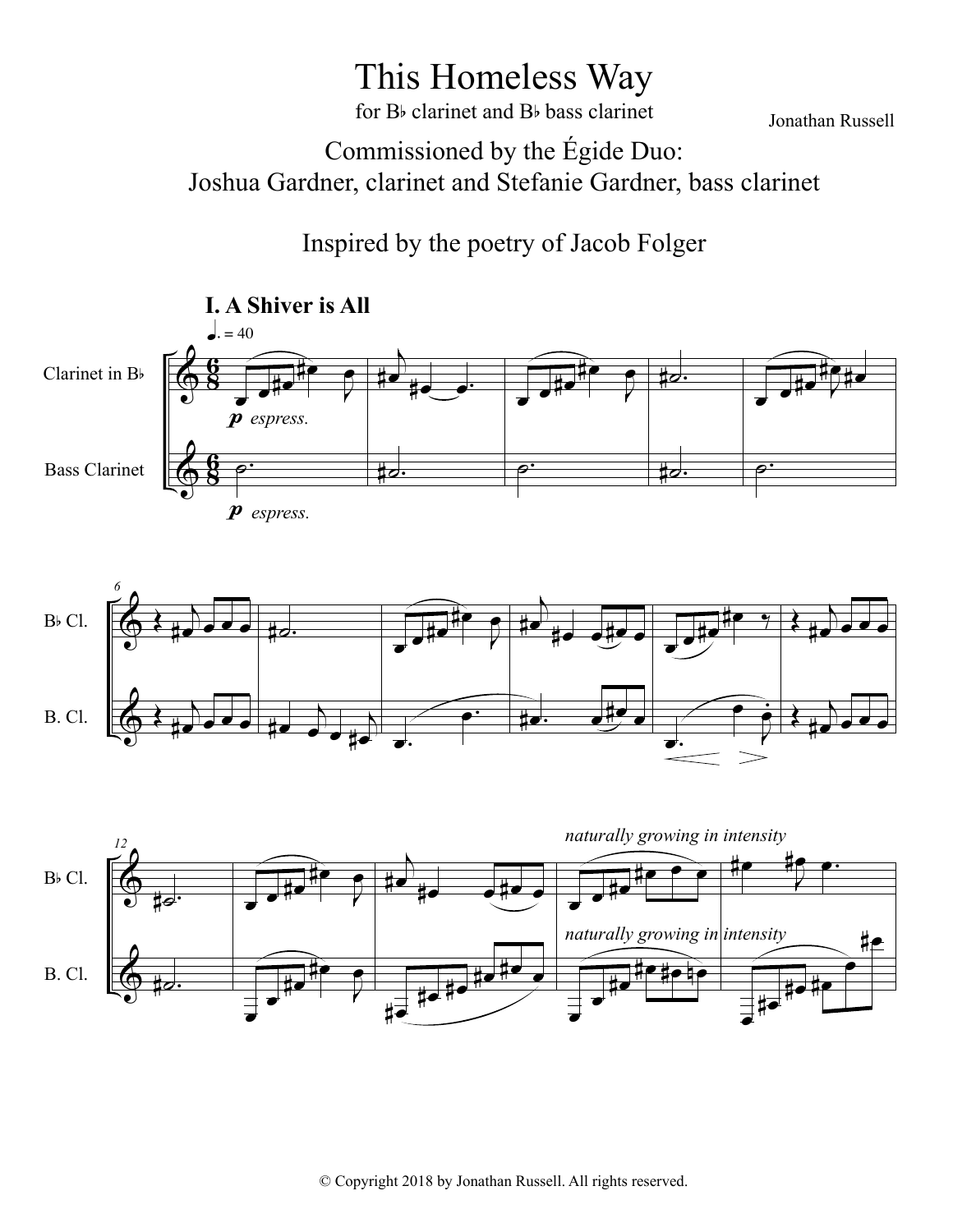# This Homeless Way

for B♭ clarinet and B♭ bass clarinet

Jonathan Russell

Commissioned by the Égide Duo:
Joshua Gardner, clarinet and Stefanie Gardner, bass clarinet

Inspired by the poetry of Jacob Folger

## I. A Shiver is All

♩. = 40

Clarinet in B♭

Bass Clarinet

*p espress.*

*p espress.*

B♭ Cl.

B. Cl.

*naturally growing in intensity*

*naturally growing in intensity*

© Copyright 2018 by Jonathan Russell. All rights reserved.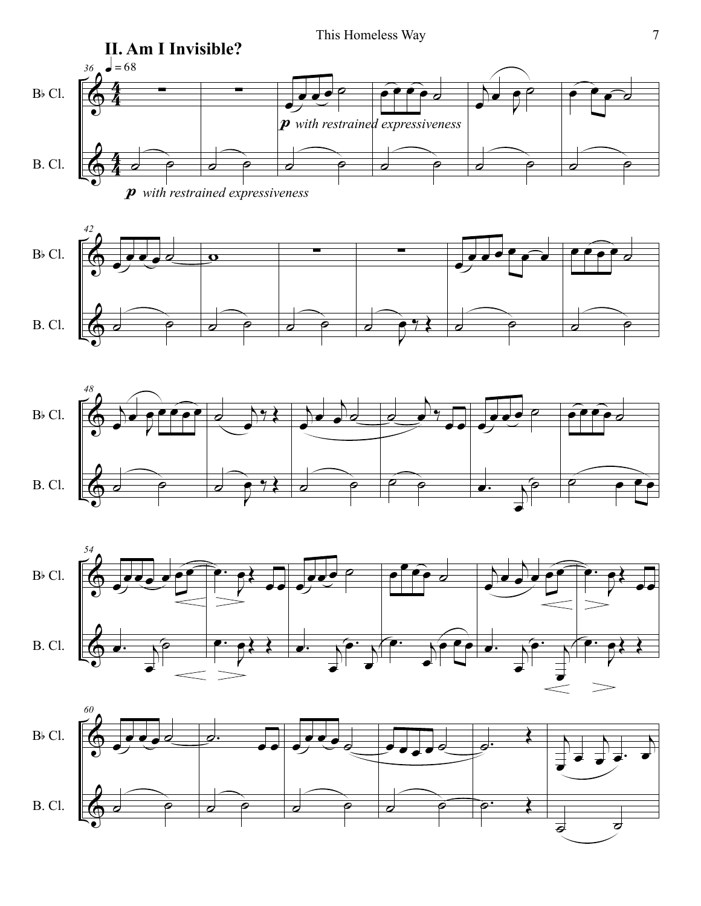## II. Am I Invisible?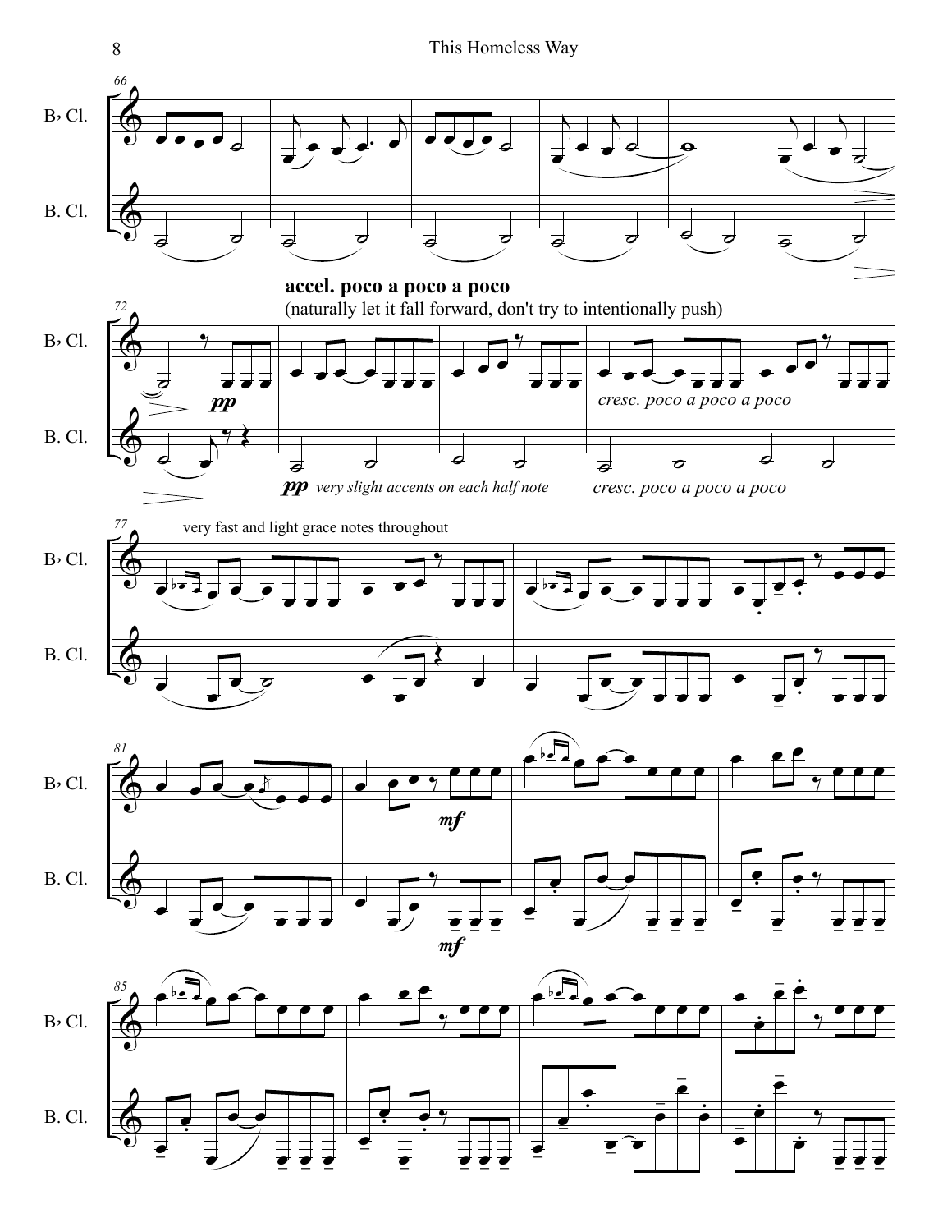**accel. poco a poco a poco**

(naturally let it fall forward, don't try to intentionally push)

*cresc. poco a poco a poco*

*pp* *very slight accents on each half note*

*cresc. poco a poco a poco*

very fast and light grace notes throughout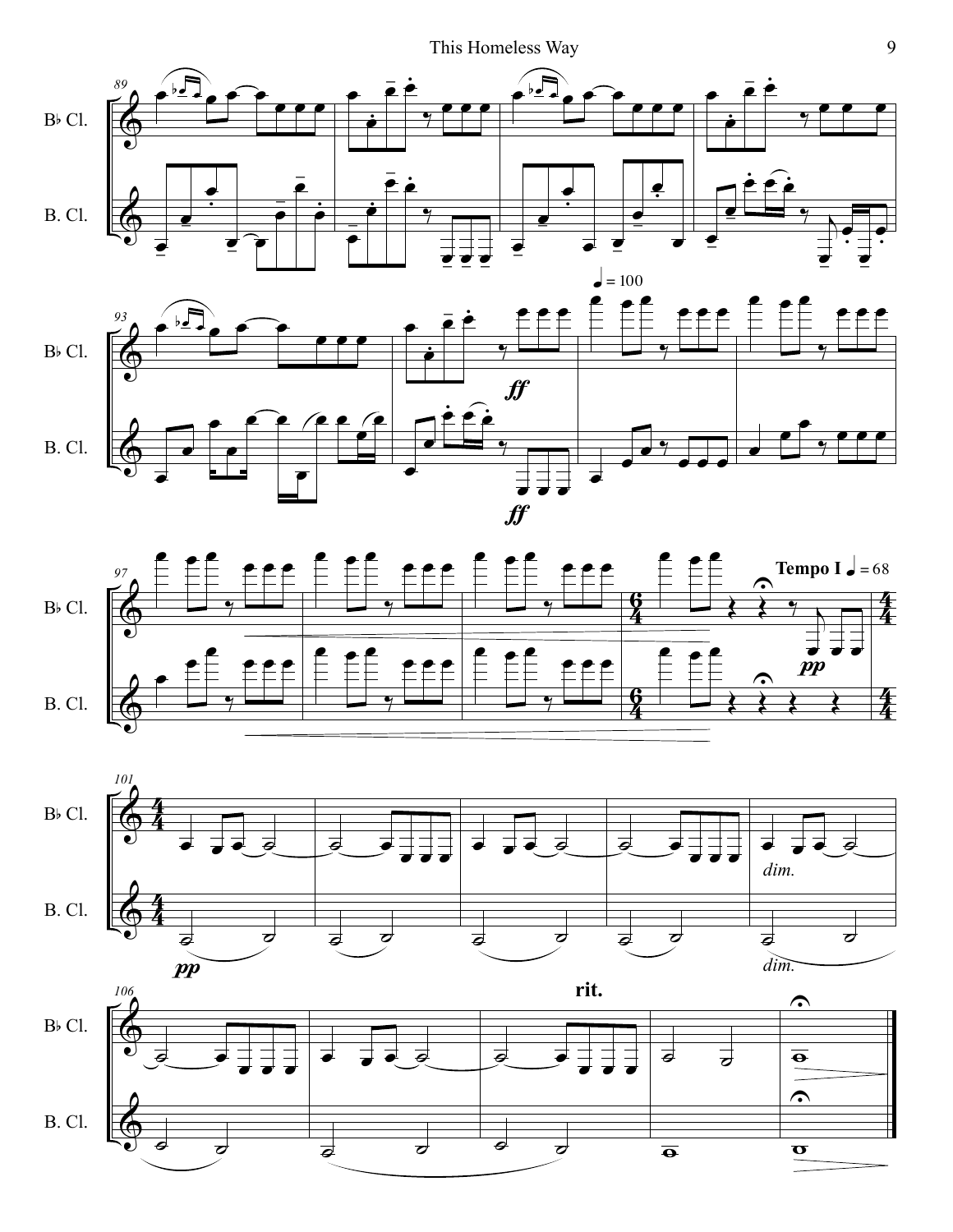B♭ Cl.

B. Cl.

♩ = 100

*ff*

**Tempo I** ♩ = 68

*pp*

*dim.*

**rit.**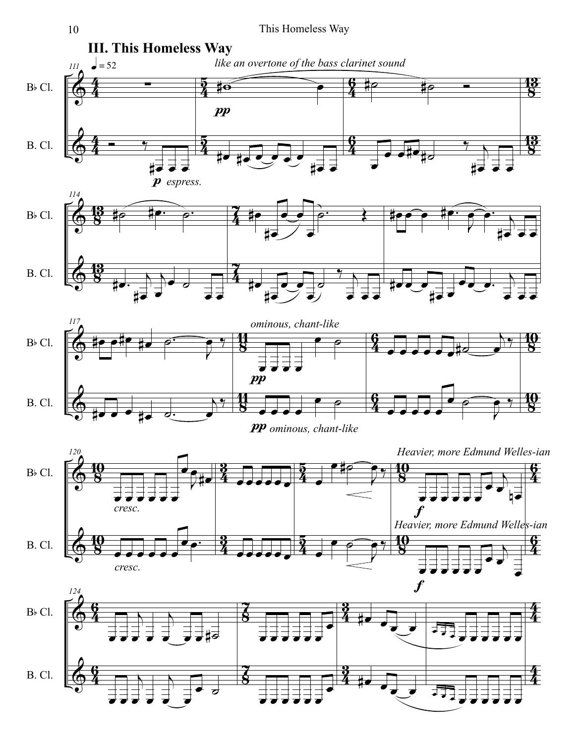## III. This Homeless Way